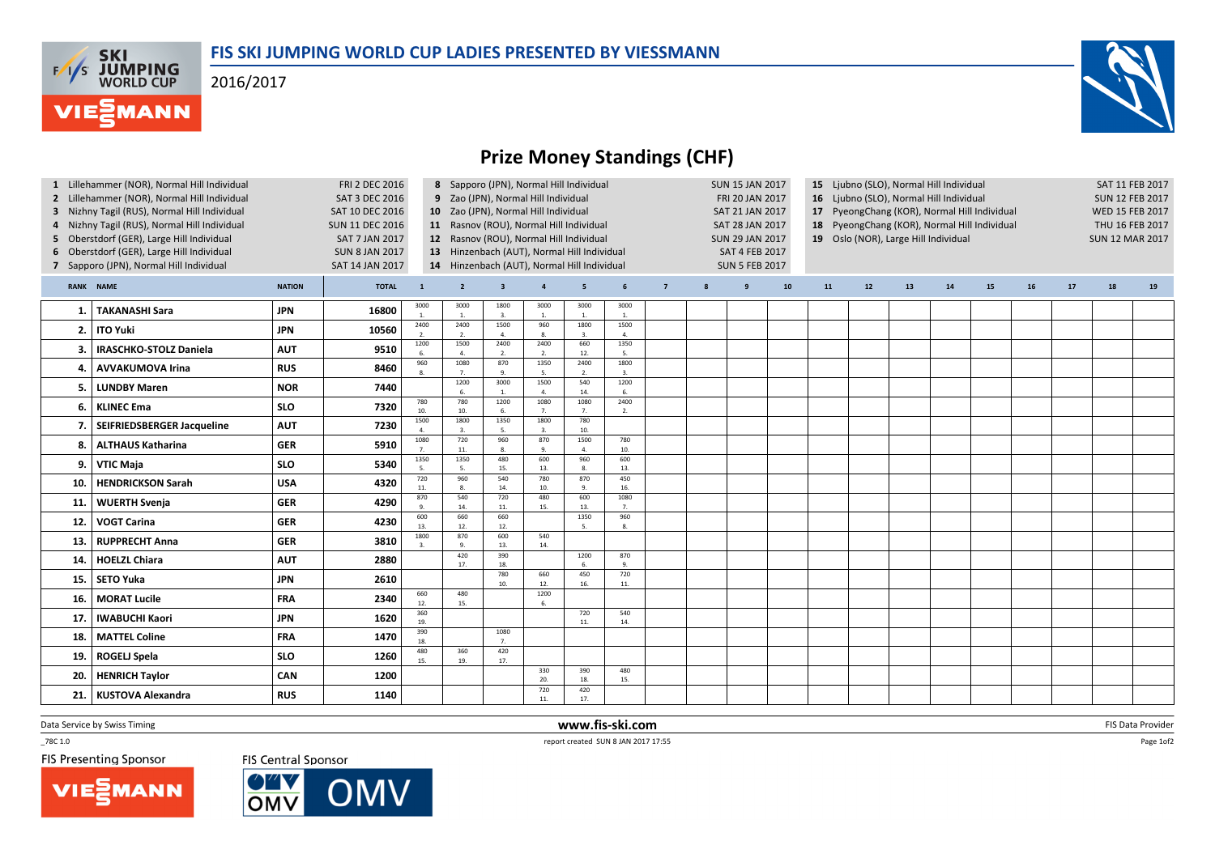# FIS SKI JUMPING WORLD CUP LADIES PRESENTED BY VIESSMANN

2016/2017

## Prize Money Standings (CHF)

| No. | Competition | Date |
|---|---|---|
| 1 | Lillehammer (NOR), Normal Hill Individual | FRI 2 DEC 2016 |
| 2 | Lillehammer (NOR), Normal Hill Individual | SAT 3 DEC 2016 |
| 3 | Nizhny Tagil (RUS), Normal Hill Individual | SAT 10 DEC 2016 |
| 4 | Nizhny Tagil (RUS), Normal Hill Individual | SUN 11 DEC 2016 |
| 5 | Oberstdorf (GER), Large Hill Individual | SAT 7 JAN 2017 |
| 6 | Oberstdorf (GER), Large Hill Individual | SUN 8 JAN 2017 |
| 7 | Sapporo (JPN), Normal Hill Individual | SAT 14 JAN 2017 |
| 8 | Sapporo (JPN), Normal Hill Individual | SUN 15 JAN 2017 |
| 9 | Zao (JPN), Normal Hill Individual | FRI 20 JAN 2017 |
| 10 | Zao (JPN), Normal Hill Individual | SAT 21 JAN 2017 |
| 11 | Rasnov (ROU), Normal Hill Individual | SAT 28 JAN 2017 |
| 12 | Rasnov (ROU), Normal Hill Individual | SUN 29 JAN 2017 |
| 13 | Hinzenbach (AUT), Normal Hill Individual | SAT 4 FEB 2017 |
| 14 | Hinzenbach (AUT), Normal Hill Individual | SUN 5 FEB 2017 |
| 15 | Ljubno (SLO), Normal Hill Individual | SAT 11 FEB 2017 |
| 16 | Ljubno (SLO), Normal Hill Individual | SUN 12 FEB 2017 |
| 17 | PyeongChang (KOR), Normal Hill Individual | WED 15 FEB 2017 |
| 18 | PyeongChang (KOR), Normal Hill Individual | THU 16 FEB 2017 |
| 19 | Oslo (NOR), Large Hill Individual | SUN 12 MAR 2017 |

| RANK | NAME | NATION | TOTAL | 1 | 2 | 3 | 4 | 5 | 6 | 7 | 8 | 9 | 10 | 11 | 12 | 13 | 14 | 15 | 16 | 17 | 18 | 19 |
|---|---|---|---|---|---|---|---|---|---|---|---|---|---|---|---|---|---|---|---|---|---|---|
| 1. | TAKANASHI Sara | JPN | 16800 | 3000 1. | 3000 1. | 1800 3. | 3000 1. | 3000 1. | 3000 1. | | | | | | | | | | | | | |
| 2. | ITO Yuki | JPN | 10560 | 2400 2. | 2400 2. | 1500 4. | 960 8. | 1800 3. | 1500 4. | | | | | | | | | | | | | |
| 3. | IRASCHKO-STOLZ Daniela | AUT | 9510 | 1200 6. | 1500 4. | 2400 2. | 2400 2. | 660 12. | 1350 5. | | | | | | | | | | | | | |
| 4. | AVVAKUMOVA Irina | RUS | 8460 | 960 8. | 1080 7. | 870 9. | 1350 5. | 2400 2. | 1800 3. | | | | | | | | | | | | | |
| 5. | LUNDBY Maren | NOR | 7440 | | 1200 6. | 3000 1. | 1500 4. | 540 14. | 1200 6. | | | | | | | | | | | | | |
| 6. | KLINEC Ema | SLO | 7320 | 780 10. | 780 10. | 1200 6. | 1080 7. | 1080 7. | 2400 2. | | | | | | | | | | | | | |
| 7. | SEIFRIEDSBERGER Jacqueline | AUT | 7230 | 1500 4. | 1800 3. | 1350 5. | 1800 3. | 780 10. | | | | | | | | | | | | | | |
| 8. | ALTHAUS Katharina | GER | 5910 | 1080 7. | 720 11. | 960 8. | 870 9. | 1500 4. | 780 10. | | | | | | | | | | | | | |
| 9. | VTIC Maja | SLO | 5340 | 1350 5. | 1350 5. | 480 15. | 600 13. | 960 8. | 600 13. | | | | | | | | | | | | | |
| 10. | HENDRICKSON Sarah | USA | 4320 | 720 11. | 960 8. | 540 14. | 780 10. | 870 9. | 450 16. | | | | | | | | | | | | | |
| 11. | WUERTH Svenja | GER | 4290 | 870 9. | 540 14. | 720 11. | 480 15. | 600 13. | 1080 7. | | | | | | | | | | | | | |
| 12. | VOGT Carina | GER | 4230 | 600 13. | 660 12. | 660 12. | | 1350 5. | 960 8. | | | | | | | | | | | | | |
| 13. | RUPPRECHT Anna | GER | 3810 | 1800 3. | 870 9. | 600 13. | 540 14. | | | | | | | | | | | | | | | |
| 14. | HOELZL Chiara | AUT | 2880 | | 420 17. | 390 18. | | 1200 6. | 870 9. | | | | | | | | | | | | | |
| 15. | SETO Yuka | JPN | 2610 | | | 780 10. | 660 12. | 450 16. | 720 11. | | | | | | | | | | | | | |
| 16. | MORAT Lucile | FRA | 2340 | 660 12. | 480 15. | | 1200 6. | | | | | | | | | | | | | | | |
| 17. | IWABUCHI Kaori | JPN | 1620 | 360 19. | | | | 720 11. | 540 14. | | | | | | | | | | | | | |
| 18. | MATTEL Coline | FRA | 1470 | 390 18. | | 1080 7. | | | | | | | | | | | | | | | | |
| 19. | ROGELJ Spela | SLO | 1260 | 480 15. | 360 19. | 420 17. | | | | | | | | | | | | | | | | |
| 20. | HENRICH Taylor | CAN | 1200 | | | | 330 20. | 390 18. | 480 15. | | | | | | | | | | | | | |
| 21. | KUSTOVA Alexandra | RUS | 1140 | | | | 720 11. | 420 17. | | | | | | | | | | | | | | |

Data Service by Swiss Timing — www.fis-ski.com — FIS Data Provider

_78C 1.0 — report created SUN 8 JAN 2017 17:55

FIS Presenting Sponsor: VIESSMANN — FIS Central Sponsor: OMV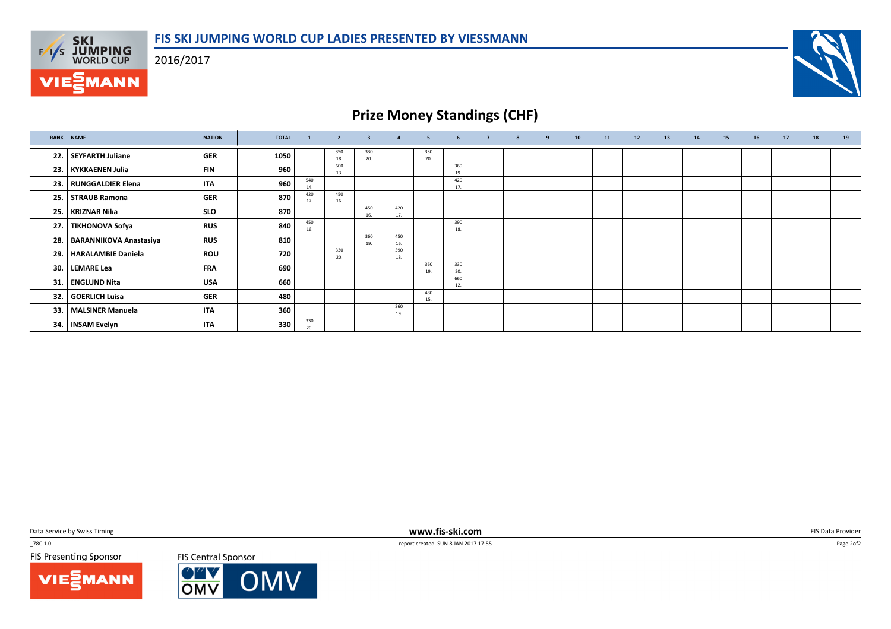# FIS SKI JUMPING WORLD CUP LADIES PRESENTED BY VIESSMANN

2016/2017

## Prize Money Standings (CHF)

| RANK | NAME | NATION | TOTAL | 1 | 2 | 3 | 4 | 5 | 6 | 7 | 8 | 9 | 10 | 11 | 12 | 13 | 14 | 15 | 16 | 17 | 18 | 19 |
|---|---|---|---|---|---|---|---|---|---|---|---|---|---|---|---|---|---|---|---|---|---|---|
| 22. | SEYFARTH Juliane | GER | 1050 | | 390 18. | 330 20. | | 330 20. | | | | | | | | | | | | | | |
| 23. | KYKKAENEN Julia | FIN | 960 | | 600 13. | | | | 360 19. | | | | | | | | | | | | | |
| 23. | RUNGGALDIER Elena | ITA | 960 | 540 14. | | | | | 420 17. | | | | | | | | | | | | | |
| 25. | STRAUB Ramona | GER | 870 | 420 17. | 450 16. | | | | | | | | | | | | | | | | | |
| 25. | KRIZNAR Nika | SLO | 870 | | | 450 16. | 420 17. | | | | | | | | | | | | | | | |
| 27. | TIKHONOVA Sofya | RUS | 840 | 450 16. | | | | | 390 18. | | | | | | | | | | | | | |
| 28. | BARANNIKOVA Anastasiya | RUS | 810 | | | 360 19. | 450 16. | | | | | | | | | | | | | | | |
| 29. | HARALAMBIE Daniela | ROU | 720 | | 330 20. | | 390 18. | | | | | | | | | | | | | | | |
| 30. | LEMARE Lea | FRA | 690 | | | | | 360 19. | 330 20. | | | | | | | | | | | | | |
| 31. | ENGLUND Nita | USA | 660 | | | | | | 660 12. | | | | | | | | | | | | | |
| 32. | GOERLICH Luisa | GER | 480 | | | | | 480 15. | | | | | | | | | | | | | | |
| 33. | MALSINER Manuela | ITA | 360 | | | | 360 19. | | | | | | | | | | | | | | | |
| 34. | INSAM Evelyn | ITA | 330 | 330 20. | | | | | | | | | | | | | | | | | | |

Data Service by Swiss Timing | www.fis-ski.com | FIS Data Provider

_78C 1.0 | report created SUN 8 JAN 2017 17:55

FIS Presenting Sponsor | FIS Central Sponsor